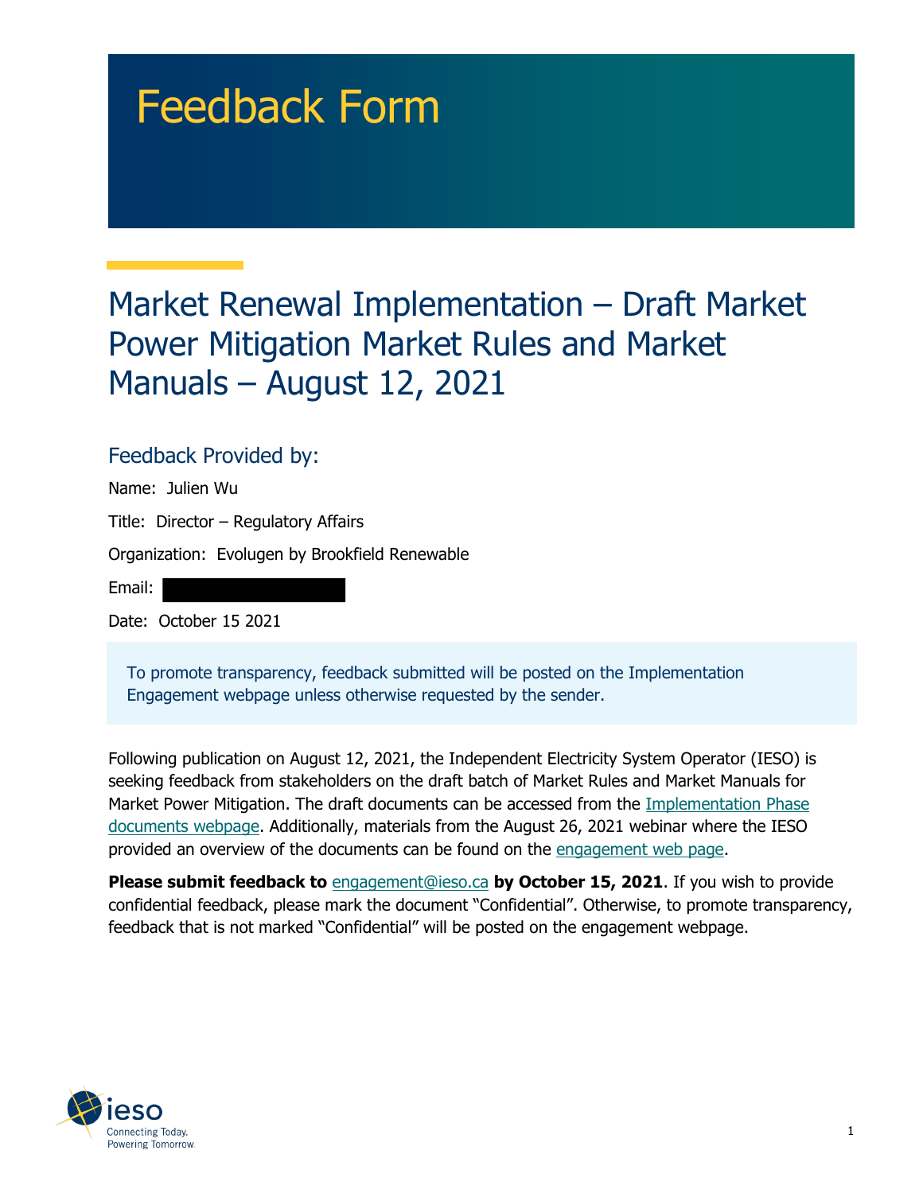# Feedback Form

## Market Renewal Implementation – Draft Market Power Mitigation Market Rules and Market Manuals – August 12, 2021

### Feedback Provided by:

Name: Julien Wu

Title: Director – Regulatory Affairs

Organization: Evolugen by Brookfield Renewable

Email:

Date: October 15 2021

To promote transparency, feedback submitted will be posted on the Implementation Engagement webpage unless otherwise requested by the sender.

Following publication on August 12, 2021, the Independent Electricity System Operator (IESO) is seeking feedback from stakeholders on the draft batch of Market Rules and Market Manuals for Market Power Mitigation. The draft documents can be accessed from the Implementation Phase documents webpage. Additionally, materials from the August 26, 2021 webinar where the IESO provided an overview of the documents can be found on the engagement web page.

**Please submit feedback to** engagement@ieso.ca **by October 15, 2021**. If you wish to provide confidential feedback, please mark the document "Confidential". Otherwise, to promote transparency, feedback that is not marked "Confidential" will be posted on the engagement webpage.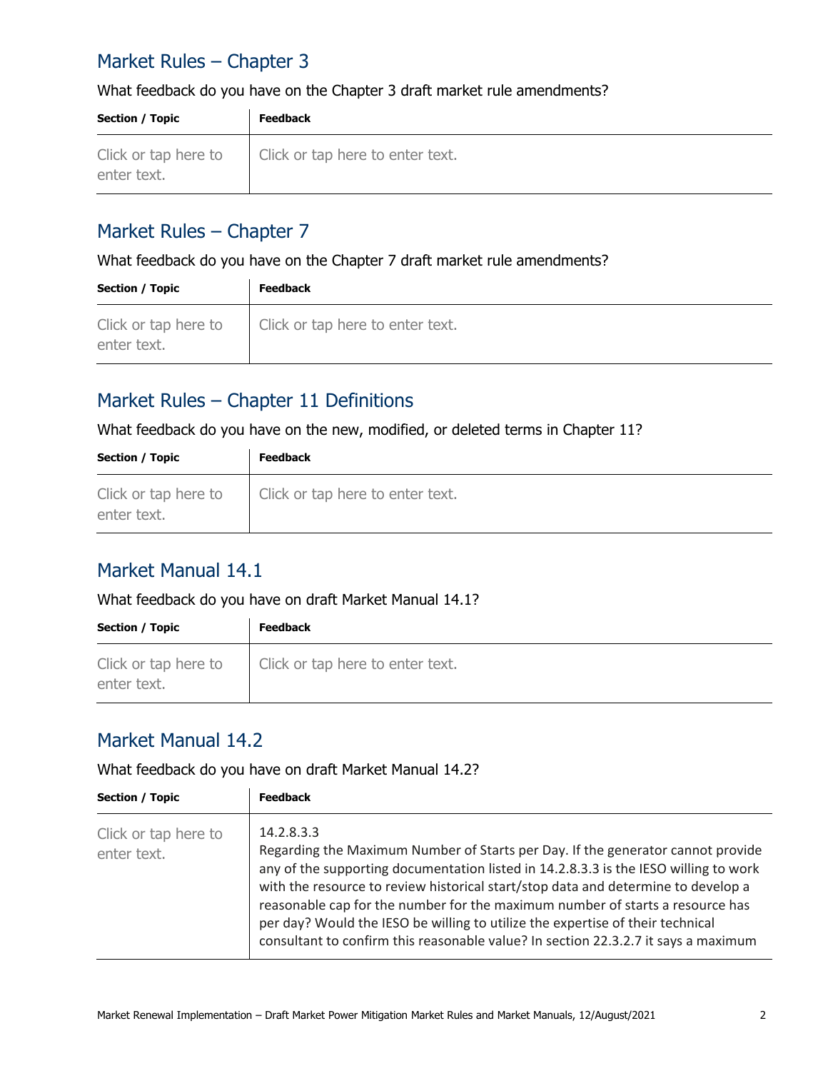## Market Rules – Chapter 3

What feedback do you have on the Chapter 3 draft market rule amendments?

| Section / Topic | Feedback |
| --- | --- |
| Click or tap here to enter text. | Click or tap here to enter text. |

## Market Rules – Chapter 7

What feedback do you have on the Chapter 7 draft market rule amendments?

| Section / Topic | Feedback |
| --- | --- |
| Click or tap here to enter text. | Click or tap here to enter text. |

## Market Rules – Chapter 11 Definitions

What feedback do you have on the new, modified, or deleted terms in Chapter 11?

| Section / Topic | Feedback |
| --- | --- |
| Click or tap here to enter text. | Click or tap here to enter text. |

## Market Manual 14.1

What feedback do you have on draft Market Manual 14.1?

| Section / Topic | Feedback |
| --- | --- |
| Click or tap here to enter text. | Click or tap here to enter text. |

## Market Manual 14.2

What feedback do you have on draft Market Manual 14.2?

| Section / Topic | Feedback |
| --- | --- |
| Click or tap here to enter text. | 14.2.8.3.3<br>Regarding the Maximum Number of Starts per Day. If the generator cannot provide any of the supporting documentation listed in 14.2.8.3.3 is the IESO willing to work with the resource to review historical start/stop data and determine to develop a reasonable cap for the number for the maximum number of starts a resource has per day? Would the IESO be willing to utilize the expertise of their technical consultant to confirm this reasonable value? In section 22.3.2.7 it says a maximum |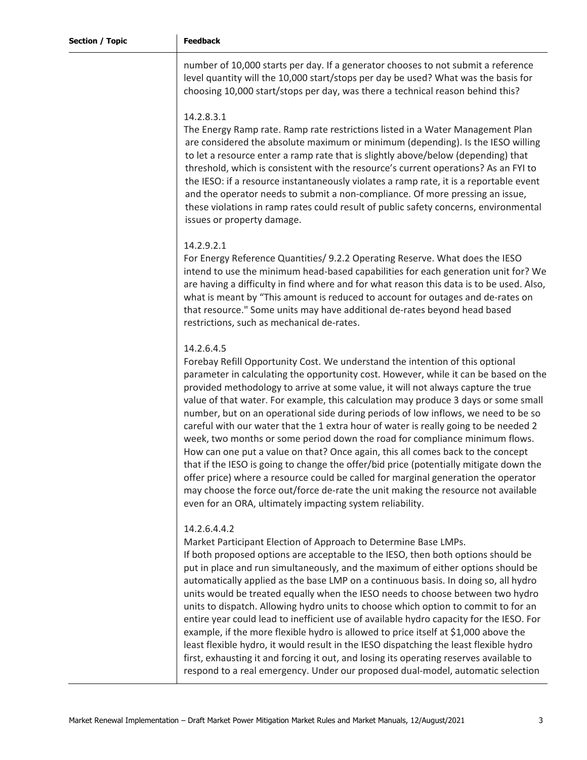| Section / Topic | Feedback |
| --- | --- |
| | number of 10,000 starts per day. If a generator chooses to not submit a reference level quantity will the 10,000 start/stops per day be used? What was the basis for choosing 10,000 start/stops per day, was there a technical reason behind this?<br><br>14.2.8.3.1<br>The Energy Ramp rate. Ramp rate restrictions listed in a Water Management Plan are considered the absolute maximum or minimum (depending). Is the IESO willing to let a resource enter a ramp rate that is slightly above/below (depending) that threshold, which is consistent with the resource's current operations? As an FYI to the IESO: if a resource instantaneously violates a ramp rate, it is a reportable event and the operator needs to submit a non-compliance. Of more pressing an issue, these violations in ramp rates could result of public safety concerns, environmental issues or property damage.<br><br>14.2.9.2.1<br>For Energy Reference Quantities/ 9.2.2 Operating Reserve. What does the IESO intend to use the minimum head-based capabilities for each generation unit for? We are having a difficulty in find where and for what reason this data is to be used. Also, what is meant by "This amount is reduced to account for outages and de-rates on that resource." Some units may have additional de-rates beyond head based restrictions, such as mechanical de-rates.<br><br>14.2.6.4.5<br>Forebay Refill Opportunity Cost. We understand the intention of this optional parameter in calculating the opportunity cost. However, while it can be based on the provided methodology to arrive at some value, it will not always capture the true value of that water. For example, this calculation may produce 3 days or some small number, but on an operational side during periods of low inflows, we need to be so careful with our water that the 1 extra hour of water is really going to be needed 2 week, two months or some period down the road for compliance minimum flows. How can one put a value on that? Once again, this all comes back to the concept that if the IESO is going to change the offer/bid price (potentially mitigate down the offer price) where a resource could be called for marginal generation the operator may choose the force out/force de-rate the unit making the resource not available even for an ORA, ultimately impacting system reliability.<br><br>14.2.6.4.4.2<br>Market Participant Election of Approach to Determine Base LMPs.<br>If both proposed options are acceptable to the IESO, then both options should be put in place and run simultaneously, and the maximum of either options should be automatically applied as the base LMP on a continuous basis. In doing so, all hydro units would be treated equally when the IESO needs to choose between two hydro units to dispatch. Allowing hydro units to choose which option to commit to for an entire year could lead to inefficient use of available hydro capacity for the IESO. For example, if the more flexible hydro is allowed to price itself at $1,000 above the least flexible hydro, it would result in the IESO dispatching the least flexible hydro first, exhausting it and forcing it out, and losing its operating reserves available to respond to a real emergency. Under our proposed dual-model, automatic selection |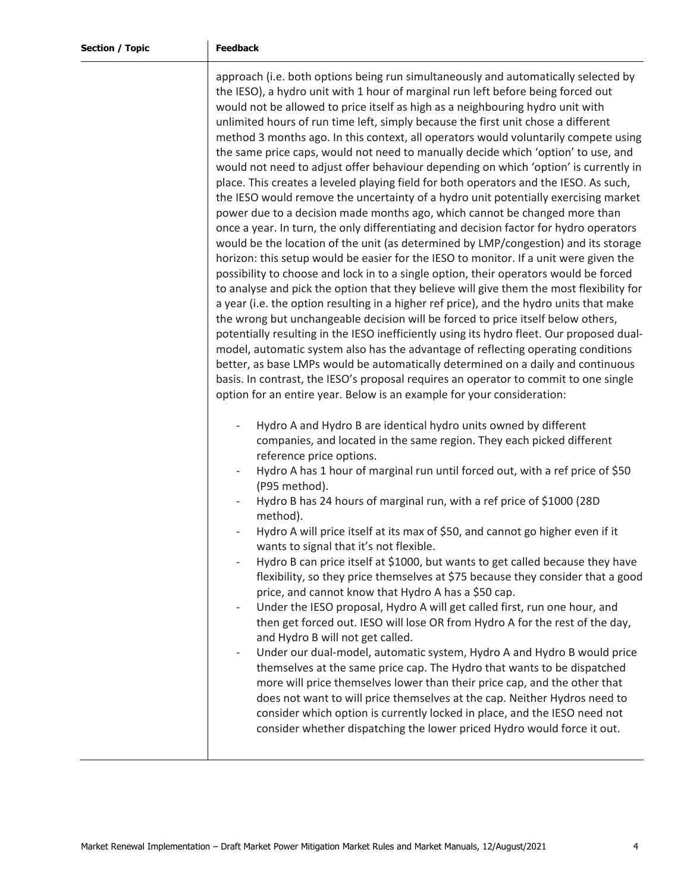| Section / Topic | Feedback |
|---|---|
| | approach (i.e. both options being run simultaneously and automatically selected by the IESO), a hydro unit with 1 hour of marginal run left before being forced out would not be allowed to price itself as high as a neighbouring hydro unit with unlimited hours of run time left, simply because the first unit chose a different method 3 months ago. In this context, all operators would voluntarily compete using the same price caps, would not need to manually decide which 'option' to use, and would not need to adjust offer behaviour depending on which 'option' is currently in place. This creates a leveled playing field for both operators and the IESO. As such, the IESO would remove the uncertainty of a hydro unit potentially exercising market power due to a decision made months ago, which cannot be changed more than once a year. In turn, the only differentiating and decision factor for hydro operators would be the location of the unit (as determined by LMP/congestion) and its storage horizon: this setup would be easier for the IESO to monitor. If a unit were given the possibility to choose and lock in to a single option, their operators would be forced to analyse and pick the option that they believe will give them the most flexibility for a year (i.e. the option resulting in a higher ref price), and the hydro units that make the wrong but unchangeable decision will be forced to price itself below others, potentially resulting in the IESO inefficiently using its hydro fleet. Our proposed dual-model, automatic system also has the advantage of reflecting operating conditions better, as base LMPs would be automatically determined on a daily and continuous basis. In contrast, the IESO's proposal requires an operator to commit to one single option for an entire year. Below is an example for your consideration:<br><br>- Hydro A and Hydro B are identical hydro units owned by different companies, and located in the same region. They each picked different reference price options.<br>- Hydro A has 1 hour of marginal run until forced out, with a ref price of $50 (P95 method).<br>- Hydro B has 24 hours of marginal run, with a ref price of $1000 (28D method).<br>- Hydro A will price itself at its max of $50, and cannot go higher even if it wants to signal that it's not flexible.<br>- Hydro B can price itself at $1000, but wants to get called because they have flexibility, so they price themselves at $75 because they consider that a good price, and cannot know that Hydro A has a $50 cap.<br>- Under the IESO proposal, Hydro A will get called first, run one hour, and then get forced out. IESO will lose OR from Hydro A for the rest of the day, and Hydro B will not get called.<br>- Under our dual-model, automatic system, Hydro A and Hydro B would price themselves at the same price cap. The Hydro that wants to be dispatched more will price themselves lower than their price cap, and the other that does not want to will price themselves at the cap. Neither Hydros need to consider which option is currently locked in place, and the IESO need not consider whether dispatching the lower priced Hydro would force it out. |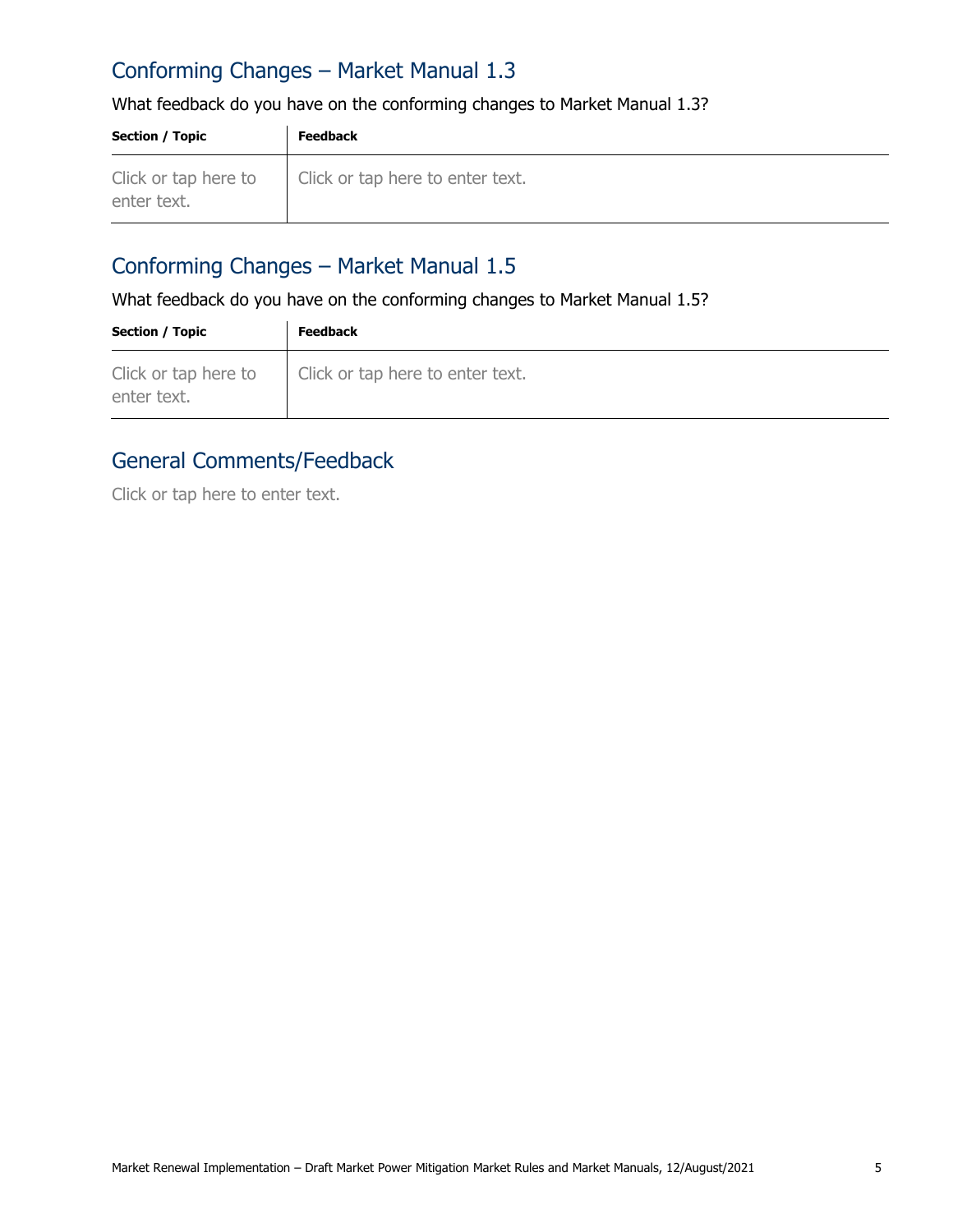## Conforming Changes – Market Manual 1.3

What feedback do you have on the conforming changes to Market Manual 1.3?

| Section / Topic | Feedback |
|---|---|
| Click or tap here to enter text. | Click or tap here to enter text. |

## Conforming Changes – Market Manual 1.5

What feedback do you have on the conforming changes to Market Manual 1.5?

| Section / Topic | Feedback |
|---|---|
| Click or tap here to enter text. | Click or tap here to enter text. |

## General Comments/Feedback

Click or tap here to enter text.